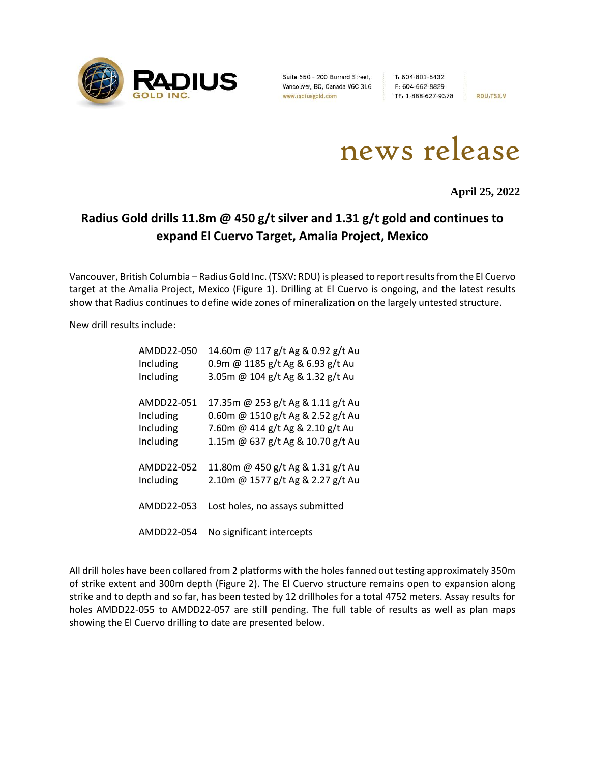RADIUS GOLD INC.

Suite 650 - 200 Burrard Street, Vancouver, BC, Canada V6C 3L6
www.radiusgold.com

T: 604-801-5432
F: 604-662-8829
TF: 1-888-627-9378

RDU:TSX.V

# news release

**April 25, 2022**

## Radius Gold drills 11.8m @ 450 g/t silver and 1.31 g/t gold and continues to expand El Cuervo Target, Amalia Project, Mexico

Vancouver, British Columbia – Radius Gold Inc. (TSXV: RDU) is pleased to report results from the El Cuervo target at the Amalia Project, Mexico (Figure 1). Drilling at El Cuervo is ongoing, and the latest results show that Radius continues to define wide zones of mineralization on the largely untested structure.

New drill results include:

| | |
|---|---|
| AMDD22-050 | 14.60m @ 117 g/t Ag & 0.92 g/t Au |
| Including | 0.9m @ 1185 g/t Ag & 6.93 g/t Au |
| Including | 3.05m @ 104 g/t Ag & 1.32 g/t Au |
| AMDD22-051 | 17.35m @ 253 g/t Ag & 1.11 g/t Au |
| Including | 0.60m @ 1510 g/t Ag & 2.52 g/t Au |
| Including | 7.60m @ 414 g/t Ag & 2.10 g/t Au |
| Including | 1.15m @ 637 g/t Ag & 10.70 g/t Au |
| AMDD22-052 | 11.80m @ 450 g/t Ag & 1.31 g/t Au |
| Including | 2.10m @ 1577 g/t Ag & 2.27 g/t Au |
| AMDD22-053 | Lost holes, no assays submitted |
| AMDD22-054 | No significant intercepts |

All drill holes have been collared from 2 platforms with the holes fanned out testing approximately 350m of strike extent and 300m depth (Figure 2). The El Cuervo structure remains open to expansion along strike and to depth and so far, has been tested by 12 drillholes for a total 4752 meters. Assay results for holes AMDD22-055 to AMDD22-057 are still pending. The full table of results as well as plan maps showing the El Cuervo drilling to date are presented below.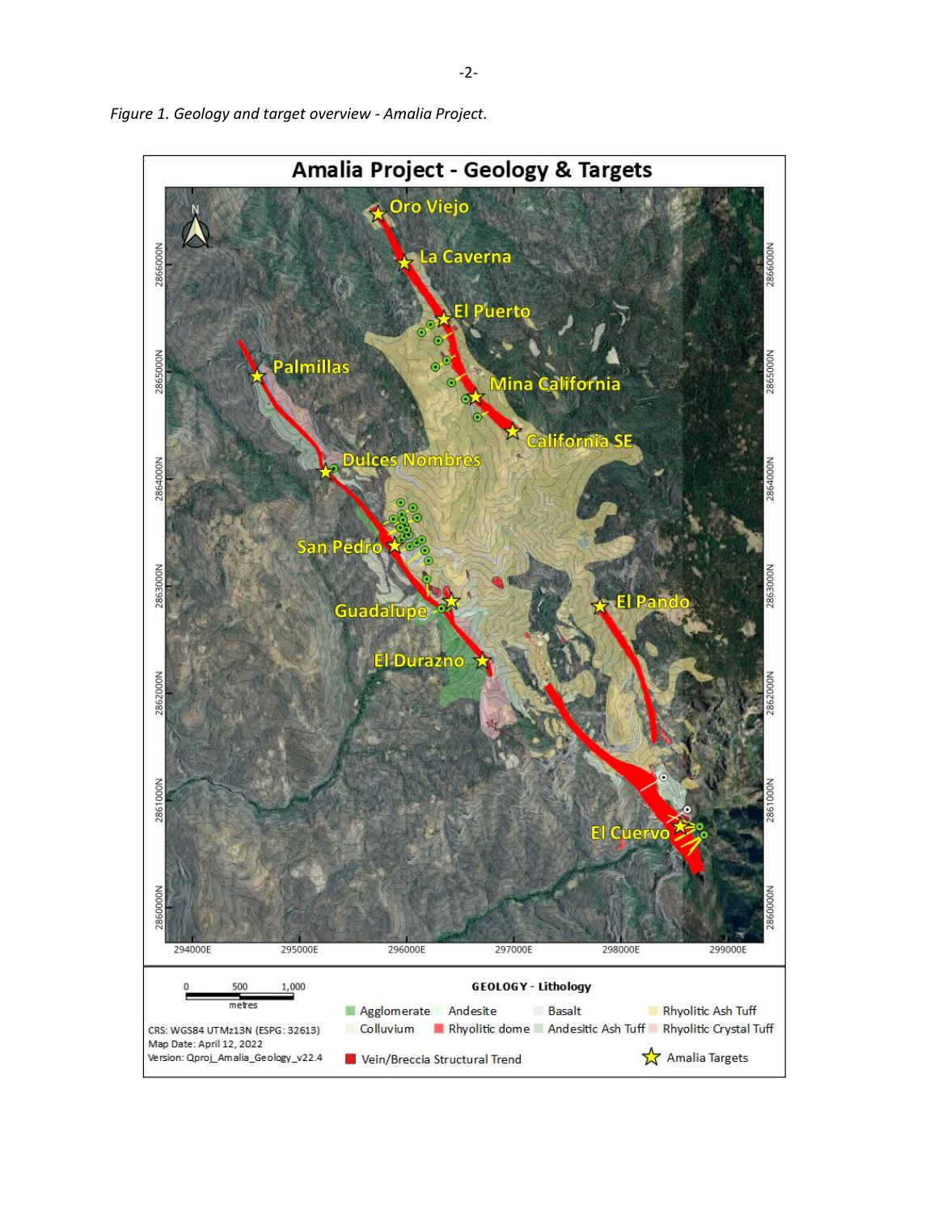*Figure 1. Geology and target overview - Amalia Project.*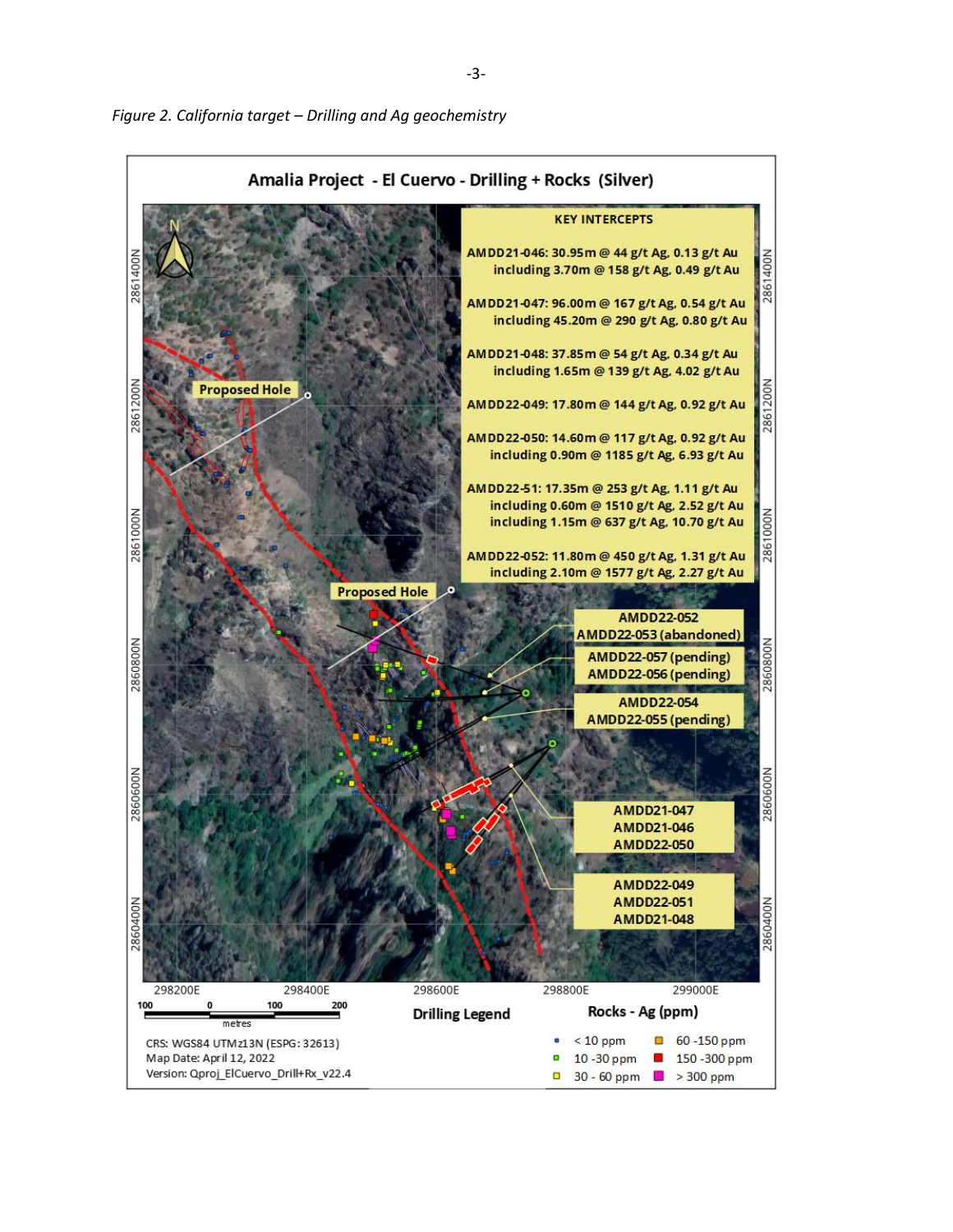*Figure 2. California target – Drilling and Ag geochemistry*

**Amalia Project - El Cuervo - Drilling + Rocks (Silver)**

**KEY INTERCEPTS**

AMDD21-046: 30.95m @ 44 g/t Ag, 0.13 g/t Au
including 3.70m @ 158 g/t Ag, 0.49 g/t Au

AMDD21-047: 96.00m @ 167 g/t Ag, 0.54 g/t Au
including 45.20m @ 290 g/t Ag, 0.80 g/t Au

AMDD21-048: 37.85m @ 54 g/t Ag, 0.34 g/t Au
including 1.65m @ 139 g/t Ag, 4.02 g/t Au

AMDD22-049: 17.80m @ 144 g/t Ag, 0.92 g/t Au

AMDD22-050: 14.60m @ 117 g/t Ag, 0.92 g/t Au
including 0.90m @ 1185 g/t Ag, 6.93 g/t Au

AMDD22-51: 17.35m @ 253 g/t Ag, 1.11 g/t Au
including 0.60m @ 1510 g/t Ag, 2.52 g/t Au
including 1.15m @ 637 g/t Ag, 10.70 g/t Au

AMDD22-052: 11.80m @ 450 g/t Ag, 1.31 g/t Au
including 2.10m @ 1577 g/t Ag, 2.27 g/t Au

Proposed Hole

Proposed Hole

AMDD22-052
AMDD22-053 (abandoned)

AMDD22-057 (pending)
AMDD22-056 (pending)

AMDD22-054
AMDD22-055 (pending)

AMDD21-047
AMDD21-046
AMDD22-050

AMDD22-049
AMDD22-051
AMDD21-048

2861400N, 2861200N, 2861000N, 2860800N, 2860600N, 2860400N

298200E, 298400E, 298600E, 298800E, 299000E

100 0 100 200 metres

CRS: WGS84 UTMz13N (ESPG: 32613)
Map Date: April 12, 2022
Version: Qproj_ElCuervo_Drill+Rx_v22.4

**Drilling Legend**

**Rocks - Ag (ppm)**

- < 10 ppm
- 10 -30 ppm
- 30 - 60 ppm
- 60 -150 ppm
- 150 -300 ppm
- > 300 ppm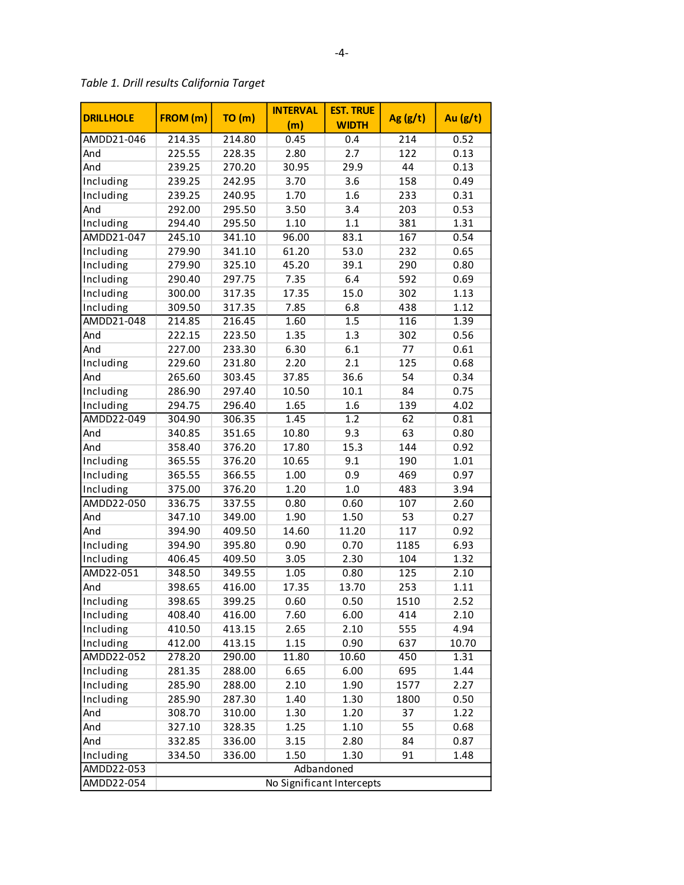*Table 1. Drill results California Target*

| DRILLHOLE | FROM (m) | TO (m) | INTERVAL (m) | EST. TRUE WIDTH | Ag (g/t) | Au (g/t) |
|---|---|---|---|---|---|---|
| AMDD21-046 | 214.35 | 214.80 | 0.45 | 0.4 | 214 | 0.52 |
| And | 225.55 | 228.35 | 2.80 | 2.7 | 122 | 0.13 |
| And | 239.25 | 270.20 | 30.95 | 29.9 | 44 | 0.13 |
| Including | 239.25 | 242.95 | 3.70 | 3.6 | 158 | 0.49 |
| Including | 239.25 | 240.95 | 1.70 | 1.6 | 233 | 0.31 |
| And | 292.00 | 295.50 | 3.50 | 3.4 | 203 | 0.53 |
| Including | 294.40 | 295.50 | 1.10 | 1.1 | 381 | 1.31 |
| AMDD21-047 | 245.10 | 341.10 | 96.00 | 83.1 | 167 | 0.54 |
| Including | 279.90 | 341.10 | 61.20 | 53.0 | 232 | 0.65 |
| Including | 279.90 | 325.10 | 45.20 | 39.1 | 290 | 0.80 |
| Including | 290.40 | 297.75 | 7.35 | 6.4 | 592 | 0.69 |
| Including | 300.00 | 317.35 | 17.35 | 15.0 | 302 | 1.13 |
| Including | 309.50 | 317.35 | 7.85 | 6.8 | 438 | 1.12 |
| AMDD21-048 | 214.85 | 216.45 | 1.60 | 1.5 | 116 | 1.39 |
| And | 222.15 | 223.50 | 1.35 | 1.3 | 302 | 0.56 |
| And | 227.00 | 233.30 | 6.30 | 6.1 | 77 | 0.61 |
| Including | 229.60 | 231.80 | 2.20 | 2.1 | 125 | 0.68 |
| And | 265.60 | 303.45 | 37.85 | 36.6 | 54 | 0.34 |
| Including | 286.90 | 297.40 | 10.50 | 10.1 | 84 | 0.75 |
| Including | 294.75 | 296.40 | 1.65 | 1.6 | 139 | 4.02 |
| AMDD22-049 | 304.90 | 306.35 | 1.45 | 1.2 | 62 | 0.81 |
| And | 340.85 | 351.65 | 10.80 | 9.3 | 63 | 0.80 |
| And | 358.40 | 376.20 | 17.80 | 15.3 | 144 | 0.92 |
| Including | 365.55 | 376.20 | 10.65 | 9.1 | 190 | 1.01 |
| Including | 365.55 | 366.55 | 1.00 | 0.9 | 469 | 0.97 |
| Including | 375.00 | 376.20 | 1.20 | 1.0 | 483 | 3.94 |
| AMDD22-050 | 336.75 | 337.55 | 0.80 | 0.60 | 107 | 2.60 |
| And | 347.10 | 349.00 | 1.90 | 1.50 | 53 | 0.27 |
| And | 394.90 | 409.50 | 14.60 | 11.20 | 117 | 0.92 |
| Including | 394.90 | 395.80 | 0.90 | 0.70 | 1185 | 6.93 |
| Including | 406.45 | 409.50 | 3.05 | 2.30 | 104 | 1.32 |
| AMD22-051 | 348.50 | 349.55 | 1.05 | 0.80 | 125 | 2.10 |
| And | 398.65 | 416.00 | 17.35 | 13.70 | 253 | 1.11 |
| Including | 398.65 | 399.25 | 0.60 | 0.50 | 1510 | 2.52 |
| Including | 408.40 | 416.00 | 7.60 | 6.00 | 414 | 2.10 |
| Including | 410.50 | 413.15 | 2.65 | 2.10 | 555 | 4.94 |
| Including | 412.00 | 413.15 | 1.15 | 0.90 | 637 | 10.70 |
| AMDD22-052 | 278.20 | 290.00 | 11.80 | 10.60 | 450 | 1.31 |
| Including | 281.35 | 288.00 | 6.65 | 6.00 | 695 | 1.44 |
| Including | 285.90 | 288.00 | 2.10 | 1.90 | 1577 | 2.27 |
| Including | 285.90 | 287.30 | 1.40 | 1.30 | 1800 | 0.50 |
| And | 308.70 | 310.00 | 1.30 | 1.20 | 37 | 1.22 |
| And | 327.10 | 328.35 | 1.25 | 1.10 | 55 | 0.68 |
| And | 332.85 | 336.00 | 3.15 | 2.80 | 84 | 0.87 |
| Including | 334.50 | 336.00 | 1.50 | 1.30 | 91 | 1.48 |
| AMDD22-053 | Adbandoned | | | | | |
| AMDD22-054 | No Significant Intercepts | | | | | |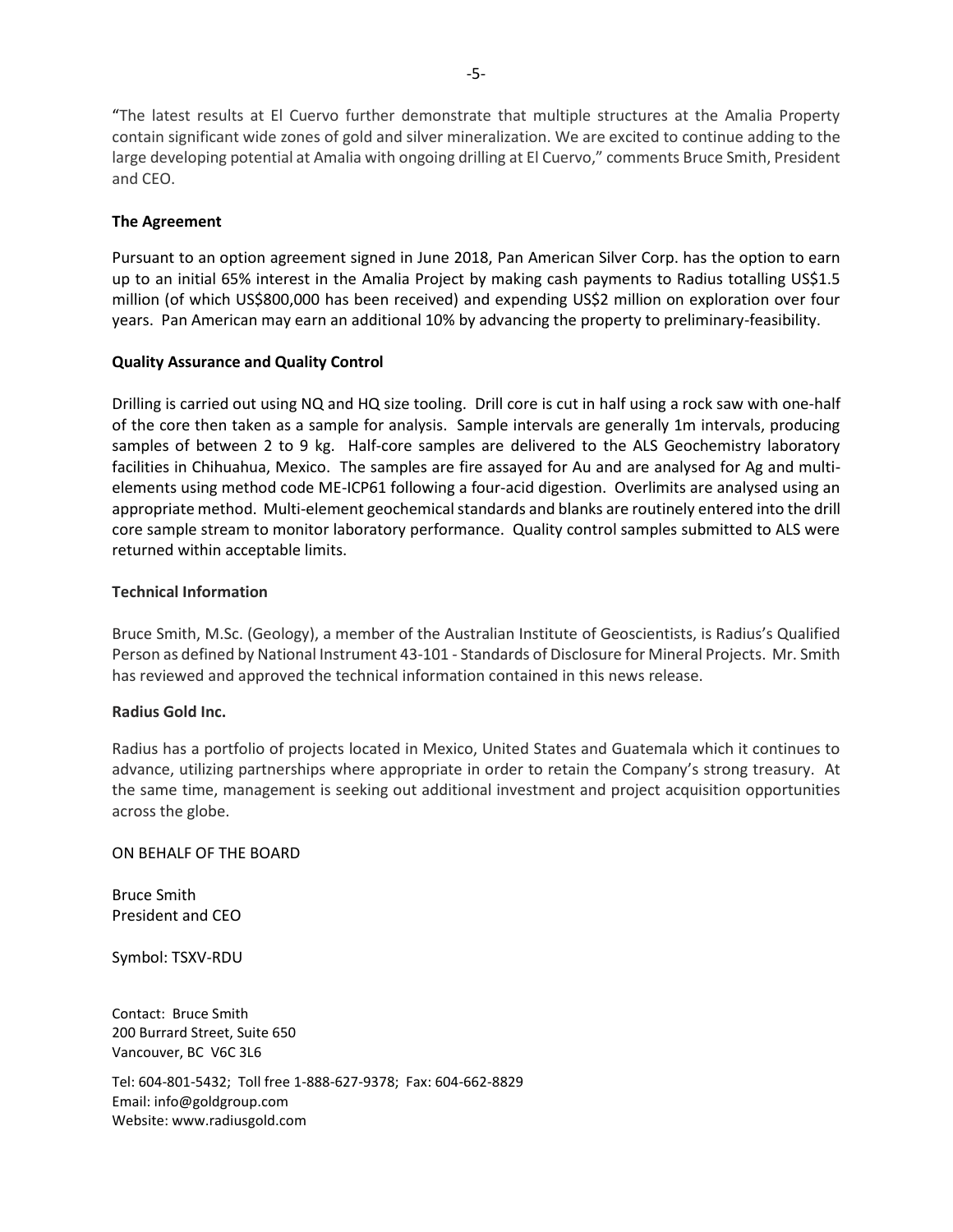"The latest results at El Cuervo further demonstrate that multiple structures at the Amalia Property contain significant wide zones of gold and silver mineralization. We are excited to continue adding to the large developing potential at Amalia with ongoing drilling at El Cuervo," comments Bruce Smith, President and CEO.

**The Agreement**

Pursuant to an option agreement signed in June 2018, Pan American Silver Corp. has the option to earn up to an initial 65% interest in the Amalia Project by making cash payments to Radius totalling US$1.5 million (of which US$800,000 has been received) and expending US$2 million on exploration over four years. Pan American may earn an additional 10% by advancing the property to preliminary-feasibility.

**Quality Assurance and Quality Control**

Drilling is carried out using NQ and HQ size tooling. Drill core is cut in half using a rock saw with one-half of the core then taken as a sample for analysis. Sample intervals are generally 1m intervals, producing samples of between 2 to 9 kg. Half-core samples are delivered to the ALS Geochemistry laboratory facilities in Chihuahua, Mexico. The samples are fire assayed for Au and are analysed for Ag and multi-elements using method code ME-ICP61 following a four-acid digestion. Overlimits are analysed using an appropriate method. Multi-element geochemical standards and blanks are routinely entered into the drill core sample stream to monitor laboratory performance. Quality control samples submitted to ALS were returned within acceptable limits.

**Technical Information**

Bruce Smith, M.Sc. (Geology), a member of the Australian Institute of Geoscientists, is Radius's Qualified Person as defined by National Instrument 43-101 - Standards of Disclosure for Mineral Projects. Mr. Smith has reviewed and approved the technical information contained in this news release.

**Radius Gold Inc.**

Radius has a portfolio of projects located in Mexico, United States and Guatemala which it continues to advance, utilizing partnerships where appropriate in order to retain the Company's strong treasury. At the same time, management is seeking out additional investment and project acquisition opportunities across the globe.

ON BEHALF OF THE BOARD

Bruce Smith
President and CEO

Symbol: TSXV-RDU

Contact: Bruce Smith
200 Burrard Street, Suite 650
Vancouver, BC V6C 3L6

Tel: 604-801-5432; Toll free 1-888-627-9378; Fax: 604-662-8829
Email: info@goldgroup.com
Website: www.radiusgold.com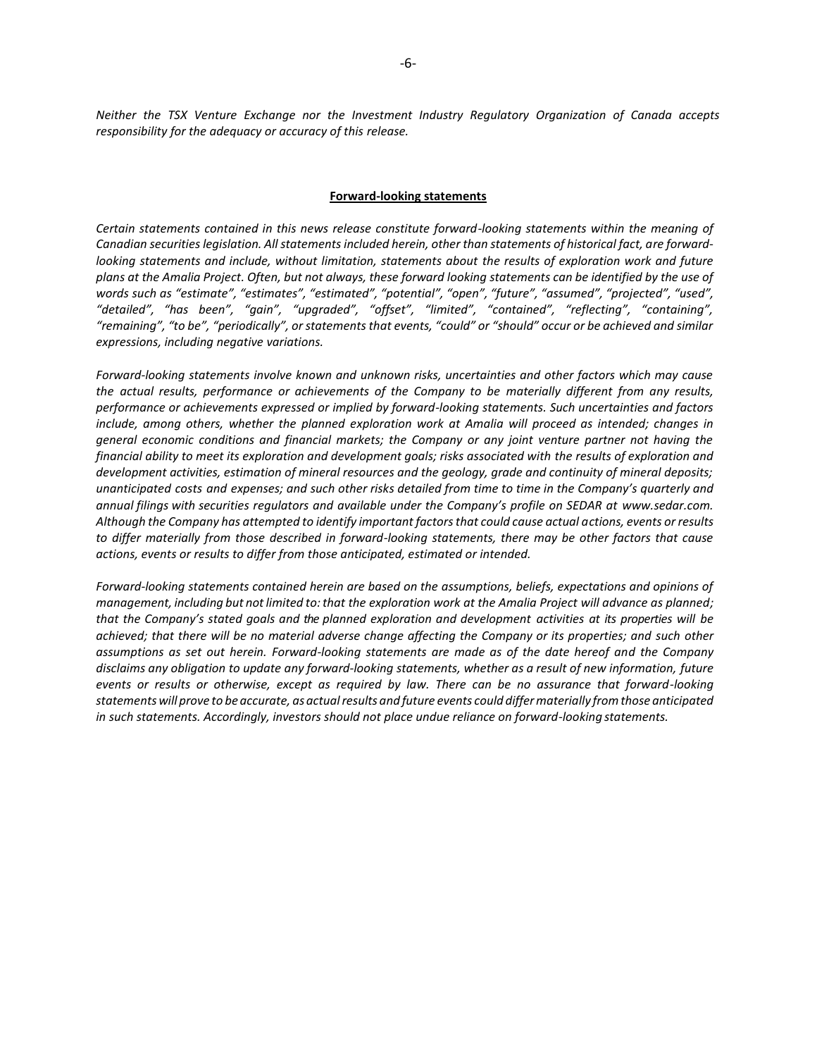*Neither the TSX Venture Exchange nor the Investment Industry Regulatory Organization of Canada accepts responsibility for the adequacy or accuracy of this release.*

## **Forward-looking statements**

*Certain statements contained in this news release constitute forward-looking statements within the meaning of Canadian securities legislation. All statements included herein, other than statements of historical fact, are forward-looking statements and include, without limitation, statements about the results of exploration work and future plans at the Amalia Project. Often, but not always, these forward looking statements can be identified by the use of words such as "estimate", "estimates", "estimated", "potential", "open", "future", "assumed", "projected", "used", "detailed", "has been", "gain", "upgraded", "offset", "limited", "contained", "reflecting", "containing", "remaining", "to be", "periodically", or statements that events, "could" or "should" occur or be achieved and similar expressions, including negative variations.*

*Forward-looking statements involve known and unknown risks, uncertainties and other factors which may cause the actual results, performance or achievements of the Company to be materially different from any results, performance or achievements expressed or implied by forward-looking statements. Such uncertainties and factors include, among others, whether the planned exploration work at Amalia will proceed as intended; changes in general economic conditions and financial markets; the Company or any joint venture partner not having the financial ability to meet its exploration and development goals; risks associated with the results of exploration and development activities, estimation of mineral resources and the geology, grade and continuity of mineral deposits; unanticipated costs and expenses; and such other risks detailed from time to time in the Company's quarterly and annual filings with securities regulators and available under the Company's profile on SEDAR at www.sedar.com. Although the Company has attempted to identify important factors that could cause actual actions, events or results to differ materially from those described in forward-looking statements, there may be other factors that cause actions, events or results to differ from those anticipated, estimated or intended.*

*Forward-looking statements contained herein are based on the assumptions, beliefs, expectations and opinions of management, including but not limited to: that the exploration work at the Amalia Project will advance as planned; that the Company's stated goals and the planned exploration and development activities at its properties will be achieved; that there will be no material adverse change affecting the Company or its properties; and such other assumptions as set out herein. Forward-looking statements are made as of the date hereof and the Company disclaims any obligation to update any forward-looking statements, whether as a result of new information, future events or results or otherwise, except as required by law. There can be no assurance that forward-looking statements will prove to be accurate, as actual results and future events could differ materially from those anticipated in such statements. Accordingly, investors should not place undue reliance on forward-looking statements.*